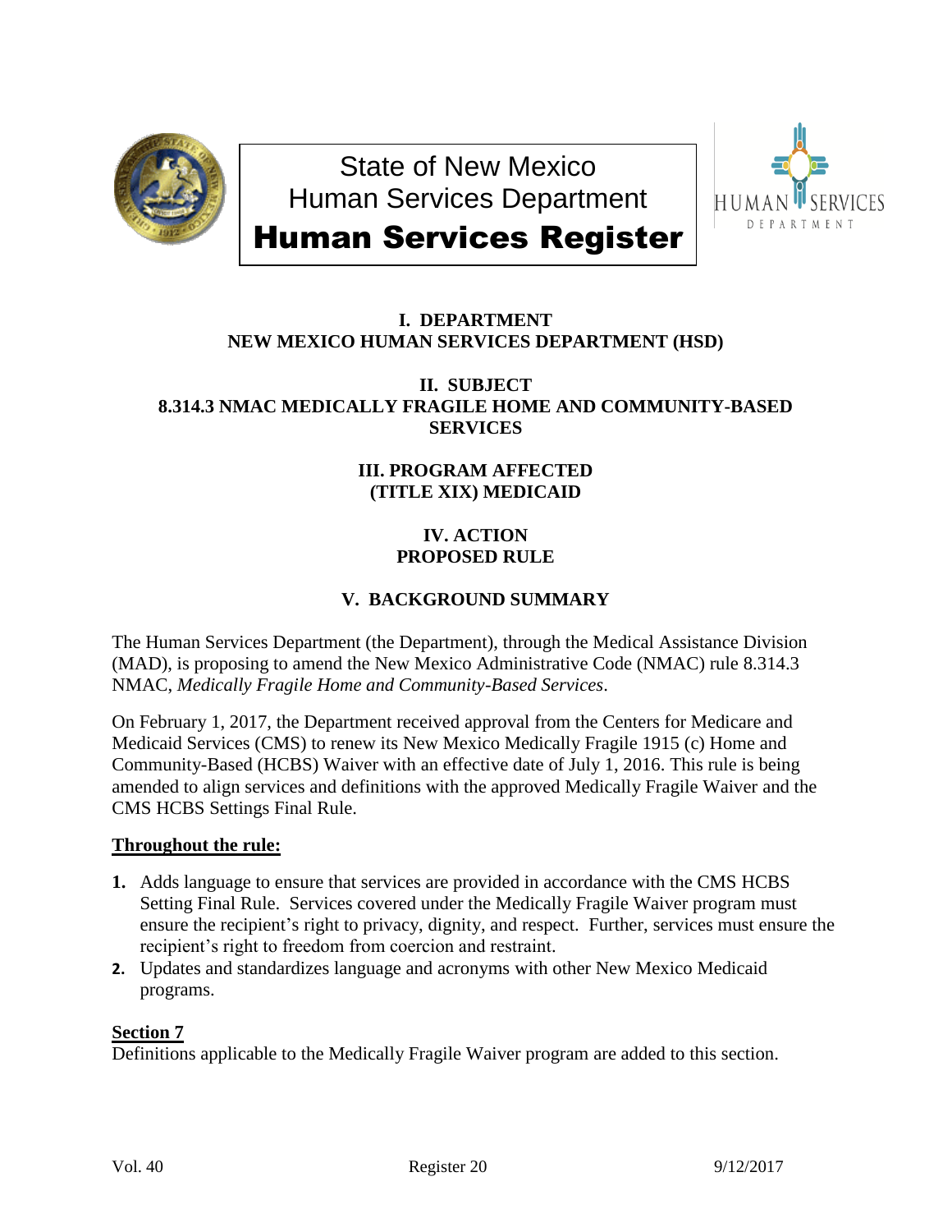# State of New Mexico
# Human Services Department
# Human Services Register

## I. DEPARTMENT
## NEW MEXICO HUMAN SERVICES DEPARTMENT (HSD)

## II. SUBJECT
## 8.314.3 NMAC MEDICALLY FRAGILE HOME AND COMMUNITY-BASED SERVICES

## III. PROGRAM AFFECTED
## (TITLE XIX) MEDICAID

## IV. ACTION
## PROPOSED RULE

## V. BACKGROUND SUMMARY

The Human Services Department (the Department), through the Medical Assistance Division (MAD), is proposing to amend the New Mexico Administrative Code (NMAC) rule 8.314.3 NMAC, *Medically Fragile Home and Community-Based Services*.

On February 1, 2017, the Department received approval from the Centers for Medicare and Medicaid Services (CMS) to renew its New Mexico Medically Fragile 1915 (c) Home and Community-Based (HCBS) Waiver with an effective date of July 1, 2016. This rule is being amended to align services and definitions with the approved Medically Fragile Waiver and the CMS HCBS Settings Final Rule.

**Throughout the rule:**

1. Adds language to ensure that services are provided in accordance with the CMS HCBS Setting Final Rule. Services covered under the Medically Fragile Waiver program must ensure the recipient's right to privacy, dignity, and respect. Further, services must ensure the recipient's right to freedom from coercion and restraint.
2. Updates and standardizes language and acronyms with other New Mexico Medicaid programs.

**Section 7**
Definitions applicable to the Medically Fragile Waiver program are added to this section.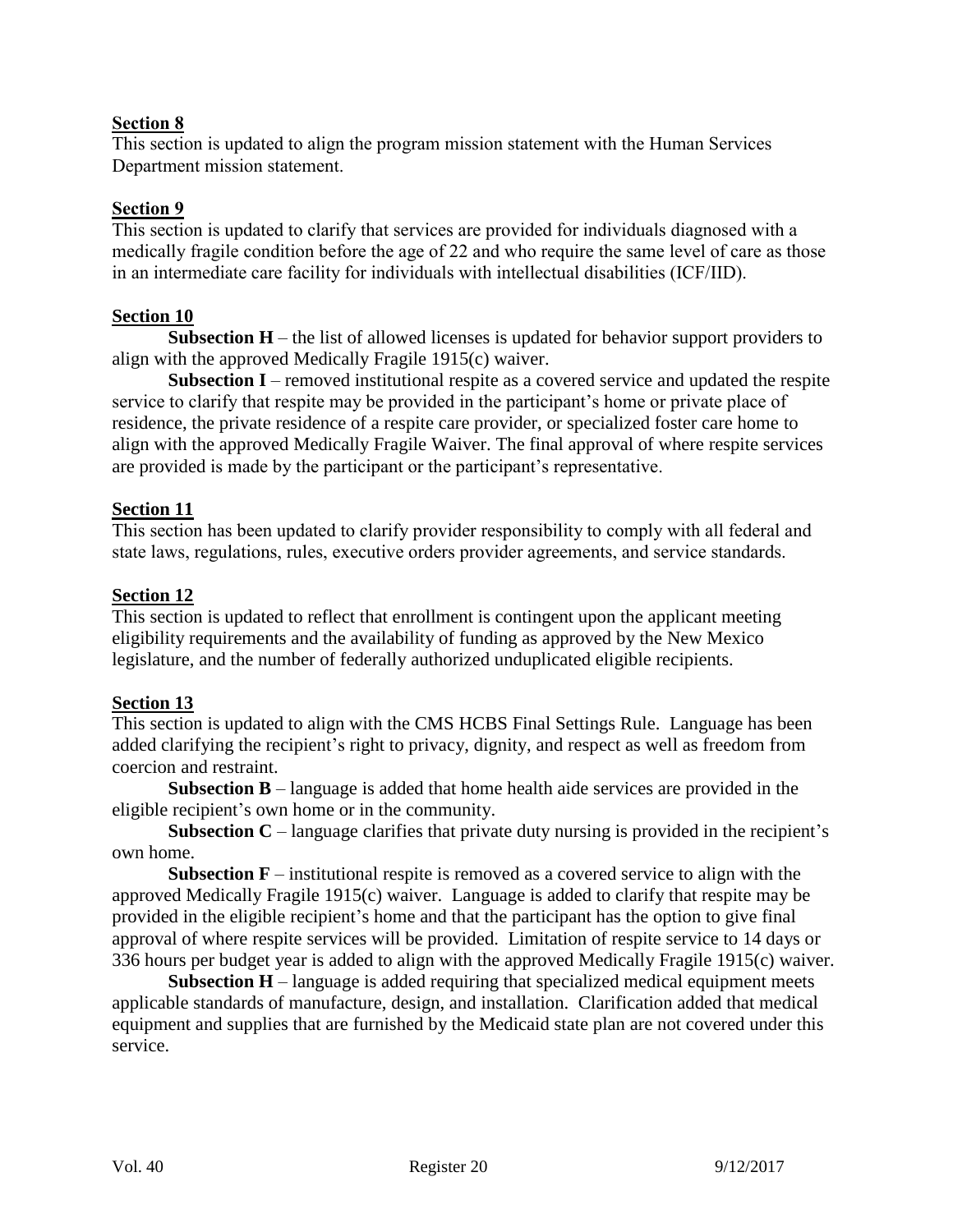**Section 8**

This section is updated to align the program mission statement with the Human Services Department mission statement.

**Section 9**

This section is updated to clarify that services are provided for individuals diagnosed with a medically fragile condition before the age of 22 and who require the same level of care as those in an intermediate care facility for individuals with intellectual disabilities (ICF/IID).

**Section 10**

**Subsection H** – the list of allowed licenses is updated for behavior support providers to align with the approved Medically Fragile 1915(c) waiver.

**Subsection I** – removed institutional respite as a covered service and updated the respite service to clarify that respite may be provided in the participant's home or private place of residence, the private residence of a respite care provider, or specialized foster care home to align with the approved Medically Fragile Waiver. The final approval of where respite services are provided is made by the participant or the participant's representative.

**Section 11**

This section has been updated to clarify provider responsibility to comply with all federal and state laws, regulations, rules, executive orders provider agreements, and service standards.

**Section 12**

This section is updated to reflect that enrollment is contingent upon the applicant meeting eligibility requirements and the availability of funding as approved by the New Mexico legislature, and the number of federally authorized unduplicated eligible recipients.

**Section 13**

This section is updated to align with the CMS HCBS Final Settings Rule. Language has been added clarifying the recipient's right to privacy, dignity, and respect as well as freedom from coercion and restraint.

**Subsection B** – language is added that home health aide services are provided in the eligible recipient's own home or in the community.

**Subsection C** – language clarifies that private duty nursing is provided in the recipient's own home.

**Subsection F** – institutional respite is removed as a covered service to align with the approved Medically Fragile 1915(c) waiver. Language is added to clarify that respite may be provided in the eligible recipient's home and that the participant has the option to give final approval of where respite services will be provided. Limitation of respite service to 14 days or 336 hours per budget year is added to align with the approved Medically Fragile 1915(c) waiver.

**Subsection H** – language is added requiring that specialized medical equipment meets applicable standards of manufacture, design, and installation. Clarification added that medical equipment and supplies that are furnished by the Medicaid state plan are not covered under this service.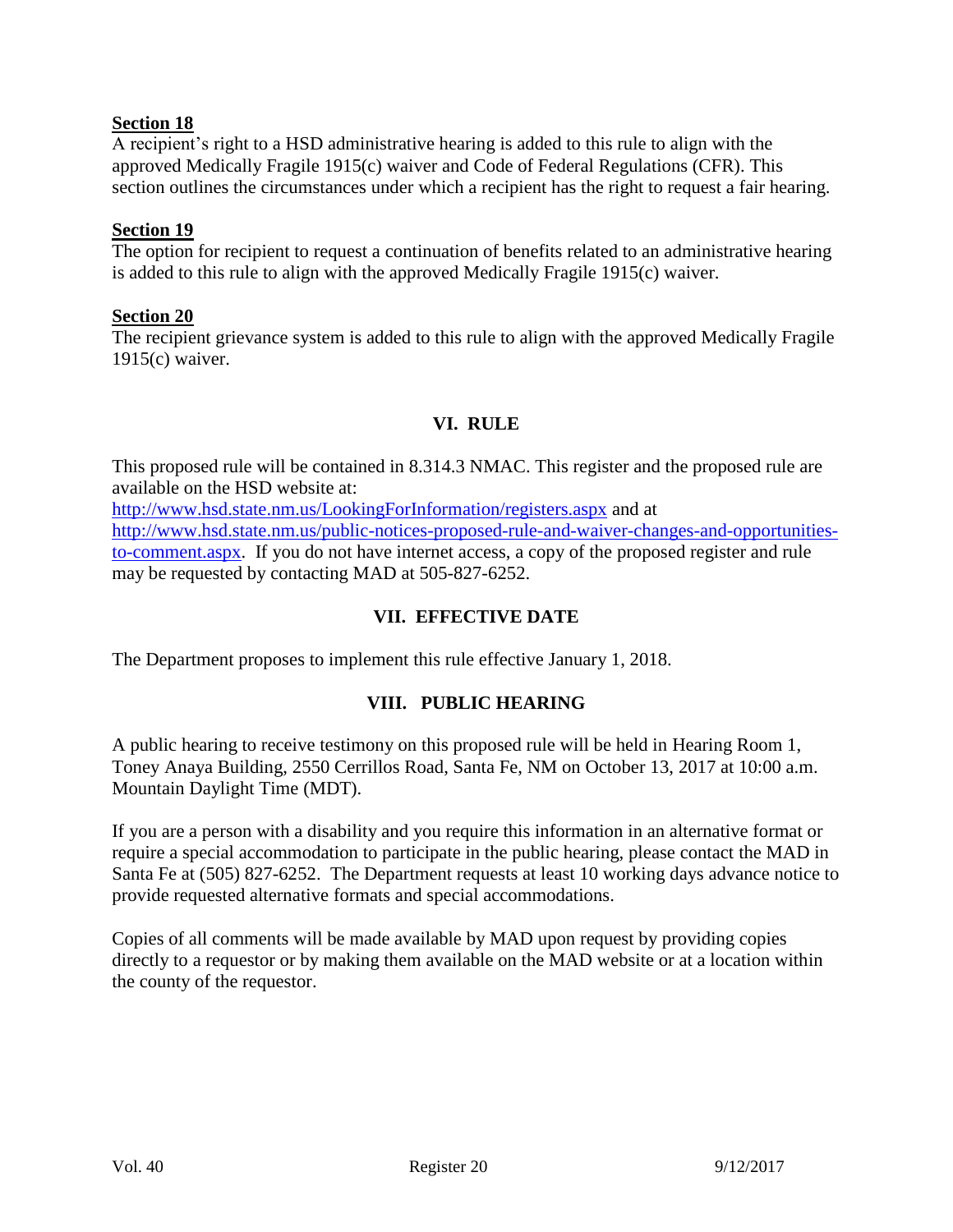**Section 18**
A recipient's right to a HSD administrative hearing is added to this rule to align with the approved Medically Fragile 1915(c) waiver and Code of Federal Regulations (CFR). This section outlines the circumstances under which a recipient has the right to request a fair hearing.

**Section 19**
The option for recipient to request a continuation of benefits related to an administrative hearing is added to this rule to align with the approved Medically Fragile 1915(c) waiver.

**Section 20**
The recipient grievance system is added to this rule to align with the approved Medically Fragile 1915(c) waiver.

## VI. RULE

This proposed rule will be contained in 8.314.3 NMAC. This register and the proposed rule are available on the HSD website at:
http://www.hsd.state.nm.us/LookingForInformation/registers.aspx and at
http://www.hsd.state.nm.us/public-notices-proposed-rule-and-waiver-changes-and-opportunities-to-comment.aspx. If you do not have internet access, a copy of the proposed register and rule may be requested by contacting MAD at 505-827-6252.

## VII. EFFECTIVE DATE

The Department proposes to implement this rule effective January 1, 2018.

## VIII. PUBLIC HEARING

A public hearing to receive testimony on this proposed rule will be held in Hearing Room 1, Toney Anaya Building, 2550 Cerrillos Road, Santa Fe, NM on October 13, 2017 at 10:00 a.m. Mountain Daylight Time (MDT).

If you are a person with a disability and you require this information in an alternative format or require a special accommodation to participate in the public hearing, please contact the MAD in Santa Fe at (505) 827-6252. The Department requests at least 10 working days advance notice to provide requested alternative formats and special accommodations.

Copies of all comments will be made available by MAD upon request by providing copies directly to a requestor or by making them available on the MAD website or at a location within the county of the requestor.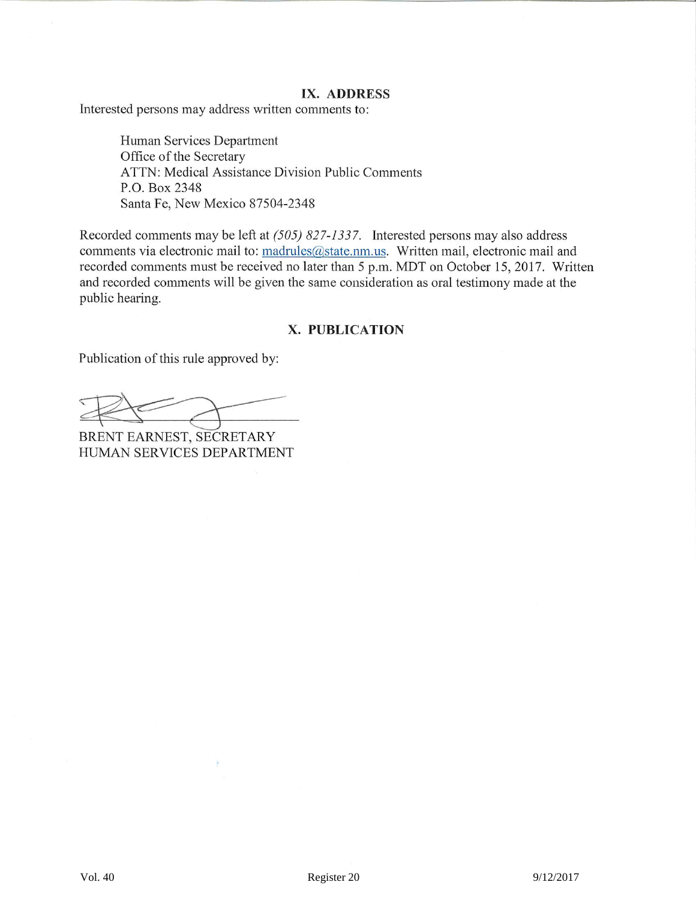## IX. ADDRESS

Interested persons may address written comments to:

Human Services Department
Office of the Secretary
ATTN: Medical Assistance Division Public Comments
P.O. Box 2348
Santa Fe, New Mexico 87504-2348

Recorded comments may be left at *(505) 827-1337*. Interested persons may also address comments via electronic mail to: madrules@state.nm.us. Written mail, electronic mail and recorded comments must be received no later than 5 p.m. MDT on October 15, 2017. Written and recorded comments will be given the same consideration as oral testimony made at the public hearing.

## X. PUBLICATION

Publication of this rule approved by:

BRENT EARNEST, SECRETARY
HUMAN SERVICES DEPARTMENT